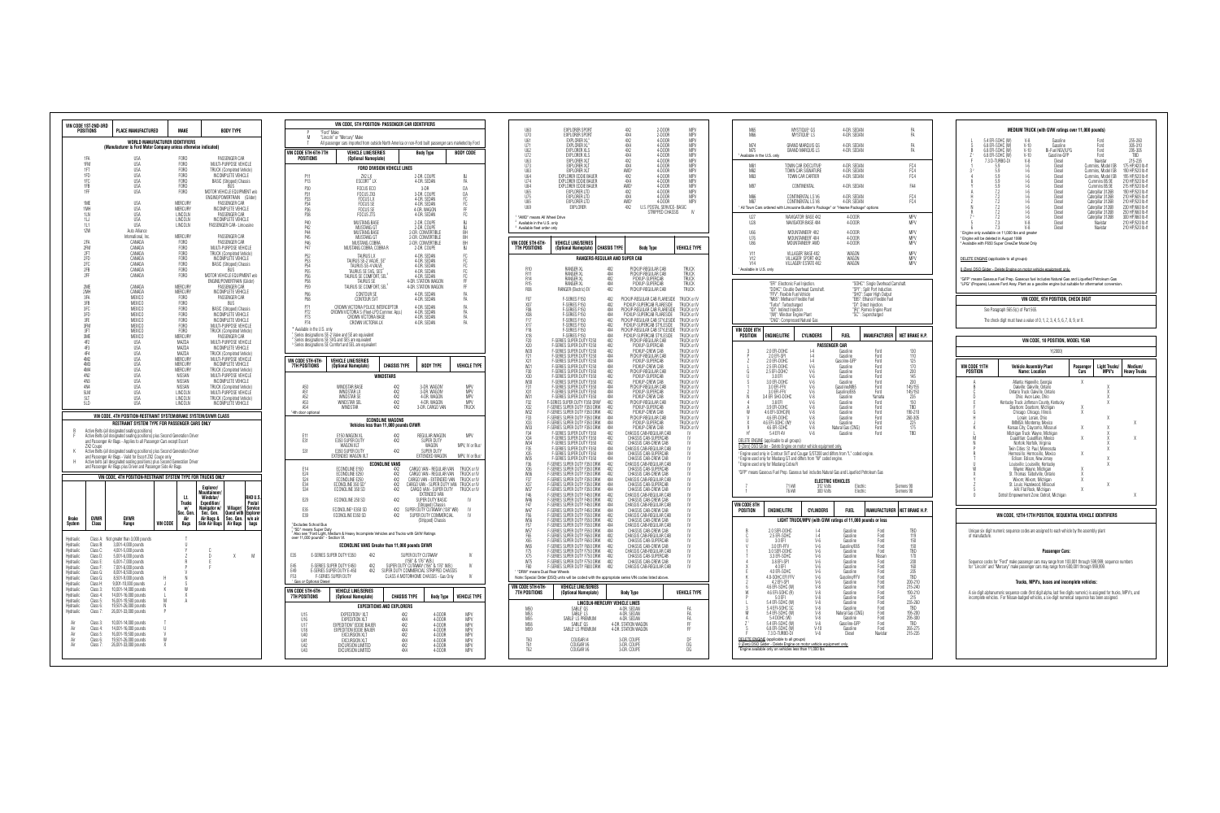| VIN CODE 1ST-2ND-3RD POSITIONS | PLACE MANUFACTURED | MAKE | BODY TYPE |
|---|---|---|---|
| **WORLD MANUFACTURER IDENTIFIERS** (Manufacturer is Ford Motor Company unless otherwise indicated) | | | |
| 1FA | USA | FORD | PASSENGER CAR |
| 1FM | USA | FORD | MULTI-PURPOSE VEHICLE |
| 1FT | USA | FORD | TRUCK (Completed Vehicle) |
| 1FD | USA | FORD | INCOMPLETE VEHICLE |
| 1FC | USA | FORD | BASIC (Stripped) Chassis |
| 1FB | USA | FORD | BUS |
| 1FF | USA | FORD | MOTOR VEHICLE EQUIPMENT w/o ENGINE/POWERTRAIN (Glider) |
| 1ME | USA | MERCURY | PASSENGER CAR |
| 1MH | USA | MERCURY | INCOMPLETE VEHICLE |
| 1LN | USA | LINCOLN | PASSENGER CAR |
| 1LJ | USA | LINCOLN | INCOMPLETE VEHICLE |
| 1L1 | USA | LINCOLN | PASSENGER CAR - Limousine |
| 1ZW | Auto Alliance International, Inc. | MERCURY | PASSENGER CAR |
| 2FA | CANADA | FORD | PASSENGER CAR |
| 2FM | CANADA | FORD | MULTI-PURPOSE VEHICLE |
| 2FT | CANADA | FORD | TRUCK (Completed Vehicle) |
| 2FD | CANADA | FORD | INCOMPLETE VEHICLE |
| 2FC | CANADA | FORD | BASIC (Stripped) Chassis |
| 2FB | CANADA | FORD | BUS |
| 2FF | CANADA | FORD | MOTOR VEHICLE EQUIPMENT w/o ENGINE/POWERTRAIN (Glider) |
| 2ME | CANADA | MERCURY | PASSENGER CAR |
| 2MH | CANADA | MERCURY | INCOMPLETE VEHICLE |
| 3FA | MEXICO | FORD | PASSENGER CAR |
| 3FB | MEXICO | FORD | BUS |
| 3FC | MEXICO | FORD | BASIC (Stripped) Chassis |
| 3FD | MEXICO | FORD | INCOMPLETE VEHICLE |
| 3FE | MEXICO | FORD | INCOMPLETE VEHICLE |
| 3FM | MEXICO | FORD | MULTI-PURPOSE VEHICLE |
| 3FT | MEXICO | FORD | TRUCK (Completed Vehicle) |
| 3ME | MEXICO | MERCURY | PASSENGER CAR |
| 4F2 | USA | MAZDA | MULTI-PURPOSE VEHICLE |
| 4F3 | USA | MAZDA | INCOMPLETE VEHICLE |
| 4F4 | USA | MAZDA | TRUCK (Completed Vehicle) |
| 4M2 | USA | MERCURY | MULTI-PURPOSE VEHICLE |
| 4M3 | USA | MERCURY | INCOMPLETE VEHICLE |
| 4M4 | USA | MERCURY | TRUCK (Completed Vehicle) |
| 4N2 | USA | NISSAN | MULTI-PURPOSE VEHICLE |
| 4N3 | USA | NISSAN | INCOMPLETE VEHICLE |
| 4N4 | USA | NISSAN | TRUCK (Completed Vehicle) |
| 5LM | USA | LINCOLN | MULTI-PURPOSE VEHICLE |
| 5LT | USA | LINCOLN | TRUCK (Completed Vehicle) |
| 5LD | USA | LINCOLN | INCOMPLETE VEHICLE |

## VIN CODE, 4TH POSITION-RESTRAINT SYSTEM/BRAKE SYSTEM/GVWR CLASS

### RESTRAINT SYSTEM TYPE FOR PASSENGER CARS ONLY

- B Active Belts (all designated seating positions)
- F Active Belts (all designated seating positions) plus Second Generation Driver and Passenger Air Bags - Applies to all Passenger Car except Escort ZX2 Coupe
- K Active Belts (all designated seating positions) plus Second Generation Driver and Passenger Air Bags - Valid for Escort ZX2 Coupe only
- H Active belts (all designated seating positions) plus Second Generation Driver and Passenger Air Bags plus Driver and Passenger Side Air Bags

### VIN CODE, 4TH POSITION-RESTRAINT SYSTEM TYPE FOR TRUCKS ONLY

| Brake System | GVWR Class | GVWR Range | VIN CODE | Lt. Trucks w/ Sec. Gen. Air Bags | Explorer/ Mountaineer/ Windstar/ Expedition/ Navigator w/ Sec. Gen. Air Bags & Side Air Bags | Villager/ Quest with Sec. Gen. Air Bags | RHD U.S. Postal Service w/o air bags |
|---|---|---|---|---|---|---|---|
| Hydraulic | Class A | Not greater than 3,000 pounds | | T | | | |
| Hydraulic | Class B | 3,001-4,000 pounds | | U | | | |
| Hydraulic | Class C | 4,001-5,000 pounds | | Y | C | | |
| Hydraulic | Class D | 5,001-6,000 pounds | | Z | D | X | M |
| Hydraulic | Class E | 6,001-7,000 pounds | | R | E | | |
| Hydraulic | Class F | 7,001-8,000 pounds | | P | F | | |
| Hydraulic | Class G | 8,001-8,500 pounds | | V | | | |
| Hydraulic | Class G | 8,501-9,000 pounds | H | N | | | |
| Hydraulic | Class H | 9,001-10,000 pounds | J | S | | | |
| Hydraulic | Class 3 | 10,001-14,000 pounds | K | W | | | |
| Hydraulic | Class 4 | 14,001-16,000 pounds | L | X | | | |
| Hydraulic | Class 5 | 16,001-19,500 pounds | M | A | | | |
| Hydraulic | Class 6 | 19,501-26,000 pounds | N | | | | |
| Hydraulic | Class 7 | 26,001-33,000 pounds | P | | | | |
| Air | Class 3 | 10,001-14,000 pounds | T | | | | |
| Air | Class 4 | 14,001-16,000 pounds | U | | | | |
| Air | Class 5 | 16,001-19,500 pounds | V | | | | |
| Air | Class 6 | 19,501-26,000 pounds | W | | | | |
| Air | Class 7 | 26,001-33,000 pounds | X | | | | |

## VIN CODE, 5TH POSITION- PASSENGER CAR IDENTIFIERS

- P "Ford" Make
- M "Lincoln" or "Mercury" Make
- T All passenger cars imported from outside North America or non-Ford built passenger cars marketed by Ford

| VIN CODE 5TH-6TH-7TH POSITIONS | VEHICLE LINE/SERIES (Optional Nameplate) | Body Type | BODY CODE |
|---|---|---|---|
| **FORD DIVISION VEHICLE LINES** | | | |
| P11 | ZX2 LX | 2-DR. COUPE | BJ |
| P13 | ESCORT LX | 4-DR. SEDAN | FA |
| P30 | FOCUS ECO | 3-DR | DA |
| P31 | FOCUS ZX3 | 3-DR. COUPE | DA |
| P33 | FOCUS LX | 4-DR. SEDAN | FC |
| P34 | FOCUS SE | 4-DR. SEDAN | FC |
| P36 | FOCUS SE | 4-DR. WAGON | FF |
| P38 | FOCUS ZTS | 4-DR. SEDAN | FC |
| P40 | MUSTANG BASE | 2-DR. COUPE | BJ |
| P42 | MUSTANG GT | 2-DR. COUPE | BJ |
| P44 | MUSTANG BASE | 2-DR. CONVERTIBLE | BH |
| P45 | MUSTANG GT | 2-DR. CONVERTIBLE | BH |
| P46 | MUSTANG COBRA | 2-DR. CONVERTIBLE | BH |
| P47 | MUSTANG COBRA, COBRA R | 2-DR. COUPE | BJ |
| P52 | TAURUS LX | 4-DR. SEDAN | FC |
| P53 | TAURUS SE-2 VALVE, SE | 4-DR. SEDAN | FC |
| P54 | TAURUS SE-4 VALVE | 4-DR. SEDAN | FC |
| P55 | TAURUS SE SVG, SES | 4-DR. SEDAN | FC |
| P56 | TAURUS SE COMFORT, SEL | 4-DR. SEDAN | FC |
| P58 | TAURUS SE | 4-DR. STATION WAGON | FF |
| P59 | TAURUS SE COMFORT, SEL | 4-DR. STATION WAGON | FF |
| P66 | CONTOUR SE | 4-DR. SEDAN | FA |
| P68 | CONTOUR SVT | 4-DR. SEDAN | FA |
| P71 | CROWN VICTORIA POLICE INTERCEPTOR | 4-DR. SEDAN | FA |
| P72 | CROWN VICTORIA S (Fleet-LPO Commer. App.) | 4-DR. SEDAN | FA |
| P73 | CROWN VICTORIA BASE | 4-DR. SEDAN | FA |
| P74 | CROWN VICTORIA LX | 4-DR. SEDAN | FA |

\* Available in the U.S. only
Series designations SE-2 Valve and SE are equivalent
Series designations SE SVG and SES are equivalent
Series designations SE Comfort and SEL are equivalent

| VIN CODE 5TH-6TH-7TH POSITIONS | VEHICLE LINE/SERIES (Optional Nameplate) | CHASSIS TYPE | BODY TYPE | VEHICLE TYPE |
|---|---|---|---|---|
| **WINDSTARS** | | | | |
| A50 | WINDSTAR BASE | 4X2 | 3-DR. WAGON | MPV |
| A51 | WINDSTAR LX | 4X2 | 4-DR. WAGON | MPV |
| A52 | WINDSTAR SE | 4X2 | 4-DR. WAGON | MPV |
| A53 | WINDSTAR SEL | 4X2 | 4-DR. WAGON | MPV |
| A54 | WINDSTAR | 4X2 | 3-DR. CARGO VAN | TRUCK |
| **ECONOLINE WAGONS** Vehicles less than 11,000 pounds GVWR | | | | |
| E11 | E150 WAGON XL | 4X2 | REGULAR WAGON | MPV |
| E31 | E350 SUPER DUTY WAGON XL | 4X2 | SUPER DUTY WAGON | MPV, IV or Bus* |
| S31 | E350 SUPER DUTY EXTENDED WAGON XLT | 4X2 | SUPER DUTY EXTENDED WAGON | MPV, IV or Bus* |
| **ECONOLINE VANS** | | | | |
| E14 | ECONOLINE E150 | 4X2 | CARGO VAN - REGULAR VAN | TRUCK or IV |
| E24 | ECONOLINE E250 | 4X2 | CARGO VAN - REGULAR VAN | TRUCK or IV |
| S24 | ECONOLINE E250 | 4X2 | CARGO VAN - EXTENDED VAN | TRUCK or IV |
| E34 | ECONOLINE E350 SD | 4X2 | CARGO VAN - SUPER DUTY VAN | TRUCK or IV |
| S34 | ECONOLINE 350 SD | 4X2 | CARGO VAN - SUPER DUTY EXTENDED VAN | TRUCK or IV |
| E39 | ECONOLINE 250 SD | 4X2 | SUPER DUTY BASIC (Stripped) Chassis | IV |
| E35 | ECONOLINE E350 SD | 4X2 | SUPER DUTY CUTAWAY (138" WB) | IV |
| E39 | ECONOLINE E350 SD | 4X2 | SUPER DUTY COMMERCIAL (Stripped) Chassis | IV |

\* 4th door optional
\* Excludes School Bus
\*\* "SD" means Super Duty
\* Also see "Ford Light, Medium & Heavy Incomplete Vehicles and Trucks with GVW Ratings over 11,000 pounds" - Section VI.

| VIN CODE 5TH-6TH-7TH POSITIONS | VEHICLE LINE/SERIES (Optional Nameplate) | CHASSIS TYPE | BODY TYPE | VEHICLE TYPE |
|---|---|---|---|---|
| **ECONOLINE VANS Greater than 11,000 pounds GVWR** | | | | |
| E35 | E-SERIES SUPER DUTY E350 | 4X2 | SUPER DUTY CUTAWAY (158" & 176" WB.) | IV |
| E45 | E-SERIES SUPER DUTY E450 | 4X2 | SUPER DUTY CUTAWAY (158" & 176" WB.) | IV |
| E40 | E-SERIES SUPER DUTY E-450 | 4X2 | SUPER DUTY COMMERCIAL STRIPPED CHASSIS | IV |
| F53 | F-SERIES SUPER DUTY | | CLASS A MOTORHOME CHASSIS - Gas Only | IV |

Gas or Optional Diesel

| VIN CODE 5TH-6TH-7TH POSITIONS | VEHICLE LINE/SERIES (Optional Nameplate) | CHASSIS TYPE | Body Type | VEHICLE TYPE |
|---|---|---|---|---|
| **EXPEDITIONS AND EXPLORERS** | | | | |
| U15 | EXPEDITION XLT | 4X2 | 4-DOOR | MPV |
| U16 | EXPEDITION XLT | 4X4 | 4-DOOR | MPV |
| U17 | EXPEDITION EDDIE BAUER | 4X2 | 4-DOOR | MPV |
| U18 | EXPEDITION EDDIE BAUER | 4X4 | 4-DOOR | MPV |
| U40 | EXCURSION XLT | 4X2 | 4-DOOR | MPV |
| U41 | EXCURSION XLT | 4X4 | 4-DOOR | MPV |
| U42 | EXCURSION LIMITED | 4X2 | 4-DOOR | MPV |
| U43 | EXCURSION LIMITED | 4X4 | 4-DOOR | MPV |
| U60 | EXPLORER SPORT | 4X2 | 2-DOOR | MPV |
| U70 | EXPLORER SPORT | 4X4 | 2-DOOR | MPV |
| U61 | EXPLORER XL | 4X2 | 4-DOOR | MPV |
| U71 | EXPLORER XL | 4X4 | 4-DOOR | MPV |
| U62 | EXPLORER XLS | 4X2 | 4-DOOR | MPV |
| U72 | EXPLORER XLS | 4X4 | 4-DOOR | MPV |
| U63 | EXPLORER XLT | 4X2 | 4-DOOR | MPV |
| U73 | EXPLORER XLT | 4X4 | 4-DOOR | MPV |
| U83 | EXPLORER XLT | AWD | 4-DOOR | MPV |
| U64 | EXPLORER EDDIE BAUER | 4X2 | 4-DOOR | MPV |
| U74 | EXPLORER EDDIE BAUER | 4X4 | 4-DOOR | MPV |
| U84 | EXPLORER EDDIE BAUER | AWD | 4-DOOR | MPV |
| U65 | EXPLORER LTD | 4X2 | 4-DOOR | MPV |
| U75 | EXPLORER LTD | 4X4 | 4-DOOR | MPV |
| U85 | EXPLORER LTD | AWD | 4-DOOR | MPV |
| U69 | EXPLORER | 4X2 | U.S. POSTAL SERVICE- BASIC STRIPPED CHASSIS | IV |

\* "AWD" means All Wheel Drive
\* Available in the U.S. only
\* Available fleet order only

| VIN CODE 5TH-6TH-7TH POSITIONS | VEHICLE LINE/SERIES (Optional Nameplate) | CHASSIS TYPE | Body Type | VEHICLE TYPE |
|---|---|---|---|---|
| **RANGERS-REGULAR AND SUPER CAB** | | | | |
| R10 | RANGER XL | 4X2 | PICKUP-REGULAR CAB | TRUCK |
| R11 | RANGER XL | 4X4 | PICKUP-REGULAR CAB | TRUCK |
| R14 | RANGER XL | 4X2 | PICKUP-SUPERCAB | TRUCK |
| R15 | RANGER XL | 4X4 | PICKUP-SUPERCAB | TRUCK |
| R66 | RANGER (Electric) EV | 4X2 | PICKUP-REGULAR CAB | TRUCK |
| F07 | F-SERIES F150 | 4X2 | PICKUP-REGULAR CAB FLARESIDE | TRUCK or IV |
| X07 | F-SERIES F150 | 4X2 | PICKUP-SUPERCAB FLARESIDE | TRUCK or IV |
| F08 | F-SERIES F150 | 4X4 | PICKUP-REGULAR CAB FLARESIDE | TRUCK or IV |
| X08 | F-SERIES F150 | 4X4 | PICKUP-SUPERCAB FLARESIDE | TRUCK or IV |
| F17 | F-SERIES F150 | 4X2 | PICKUP-REGULAR CAB STYLESIDE | TRUCK or IV |
| X17 | F-SERIES F150 | 4X2 | PICKUP-SUPERCAB STYLESIDE | TRUCK or IV |
| F18 | F-SERIES F150 | 4X4 | PICKUP-REGULAR CAB STYLESIDE | TRUCK or IV |
| X18 | F-SERIES F150 | 4X4 | PICKUP-SUPERCAB STYLESIDE | TRUCK or IV |
| F20 | F-SERIES SUPER DUTY F250 | 4X2 | PICKUP-REGULAR CAB | TRUCK or IV |
| X20 | F-SERIES SUPER DUTY F250 | 4X2 | PICKUP-SUPERCAB | TRUCK or IV |
| W20 | F-SERIES SUPER DUTY F250 | 4X2 | PICKUP-CREW CAB | TRUCK or IV |
| F21 | F-SERIES SUPER DUTY F250 | 4X4 | PICKUP-REGULAR CAB | TRUCK or IV |
| X21 | F-SERIES SUPER DUTY F250 | 4X4 | PICKUP-SUPERCAB | TRUCK or IV |
| W21 | F-SERIES SUPER DUTY F250 | 4X4 | PICKUP-CREW CAB | TRUCK or IV |
| F30 | F-SERIES SUPER DUTY F350 | 4X2 | PICKUP-REGULAR CAB | TRUCK or IV |
| X30 | F-SERIES SUPER DUTY F350 | 4X2 | PICKUP-SUPERCAB | TRUCK or IV |
| W30 | F-SERIES SUPER DUTY F350 | 4X2 | PICKUP-CREW CAB | TRUCK or IV |
| F31 | F-SERIES SUPER DUTY F350 | 4X4 | PICKUP-REGULAR CAB | TRUCK or IV |
| X31 | F-SERIES SUPER DUTY F350 | 4X4 | PICKUP-SUPERCAB | TRUCK or IV |
| W31 | F-SERIES SUPER DUTY F350 | 4X4 | PICKUP-CREW CAB | TRUCK or IV |
| F32 | F-SERIES SUPER DUTY F350 DRW | 4X2 | PICKUP-REGULAR CAB | TRUCK or IV |
| X32 | F-SERIES SUPER DUTY F350 DRW | 4X2 | PICKUP-SUPERCAB | TRUCK or IV |
| W32 | F-SERIES SUPER DUTY F350 DRW | 4X2 | PICKUP-CREW CAB | TRUCK or IV |
| F33 | F-SERIES SUPER DUTY F350 DRW | 4X4 | PICKUP-REGULAR CAB | TRUCK or IV |
| X33 | F-SERIES SUPER DUTY F350 DRW | 4X4 | PICKUP-SUPERCAB | TRUCK or IV |
| W33 | F-SERIES SUPER DUTY F350 DRW | 4X4 | PICKUP-CREW CAB | TRUCK or IV |
| F34 | F-SERIES SUPER DUTY F350 | 4X2 | CHASSIS CAB-REGULAR CAB | IV |
| X34 | F-SERIES SUPER DUTY F350 | 4X2 | CHASSIS CAB-SUPERCAB | IV |
| W34 | F-SERIES SUPER DUTY F350 | 4X2 | CHASSIS CAB-CREW CAB | IV |
| F35 | F-SERIES SUPER DUTY F350 | 4X4 | CHASSIS CAB-REGULAR CAB | IV |
| X35 | F-SERIES SUPER DUTY F350 | 4X4 | CHASSIS CAB-SUPERCAB | IV |
| W35 | F-SERIES SUPER DUTY F350 | 4X4 | CHASSIS CAB-CREW CAB | IV |
| F36 | F-SERIES SUPER DUTY F350 DRW | 4X2 | CHASSIS CAB-REGULAR CAB | IV |
| X36 | F-SERIES SUPER DUTY F350 DRW | 4X2 | CHASSIS CAB-SUPERCAB | IV |
| W36 | F-SERIES SUPER DUTY F350 DRW | 4X2 | CHASSIS CAB-CREW CAB | IV |
| F37 | F-SERIES SUPER DUTY F350 DRW | 4X4 | CHASSIS CAB-REGULAR CAB | IV |
| X37 | F-SERIES SUPER DUTY F350 DRW | 4X4 | CHASSIS CAB-SUPERCAB | IV |
| W37 | F-SERIES SUPER DUTY F350 DRW | 4X4 | CHASSIS CAB-CREW CAB | IV |
| F46 | F-SERIES SUPER DUTY F450 DRW | 4X2 | CHASSIS CAB-REGULAR CAB | IV |
| W46 | F-SERIES SUPER DUTY F450 DRW | 4X2 | CHASSIS CAB-CREW CAB | IV |
| F47 | F-SERIES SUPER DUTY F450 DRW | 4X4 | CHASSIS CAB-REGULAR CAB | IV |
| W47 | F-SERIES SUPER DUTY F450 DRW | 4X4 | CHASSIS CAB-CREW CAB | IV |
| F56 | F-SERIES SUPER DUTY F550 DRW | 4X2 | CHASSIS CAB-REGULAR CAB | IV |
| W56 | F-SERIES SUPER DUTY F550 DRW | 4X2 | CHASSIS CAB-CREW CAB | IV |
| F57 | F-SERIES SUPER DUTY F550 DRW | 4X4 | CHASSIS CAB-REGULAR CAB | IV |
| W57 | F-SERIES SUPER DUTY F550 DRW | 4X4 | CHASSIS CAB-CREW CAB | IV |
| F65 | F-SERIES SUPER DUTY F650 DRW | 4X2 | CHASSIS CAB-REGULAR CAB | IV |
| X65 | F-SERIES SUPER DUTY F650 DRW | 4X2 | CHASSIS CAB-SUPERCAB | IV |
| W65 | F-SERIES SUPER DUTY F650 DRW | 4X2 | CHASSIS CAB-CREW CAB | IV |
| F75 | F-SERIES SUPER DUTY F750 DRW | 4X2 | CHASSIS CAB-REGULAR CAB | IV |
| X75 | F-SERIES SUPER DUTY F750 DRW | 4X2 | CHASSIS CAB-SUPERCAB | IV |
| W75 | F-SERIES SUPER DUTY F750 DRW | 4X2 | CHASSIS CAB-CREW CAB | IV |
| F80 | F-SERIES SUPER DUTY F800 DRW | 4X2 | CHASSIS CAB-REGULAR CAB | IV |

\* "DRW" means Dual Rear Wheels
Note: Special Order (DSO) units will be coded with the appropriate series VIN codes listed above.

| VIN CODE 5TH-6TH-7TH POSITIONS | VEHICLE LINE/SERIES (Optional Nameplate) | Body Type | VEHICLE TYPE |
|---|---|---|---|
| **LINCOLN-MERCURY VEHICLE LINES** | | | |
| M50 | SABLE GS | 4-DR. SEDAN | FA |
| M53 | SABLE LS | 4-DR. SEDAN | FA |
| M55 | SABLE LS PREMIUM | 4-DR. SEDAN | FA |
| M58 | SABLE GS | 4-DR. STATION WAGON | FF |
| M59 | SABLE LS PREMIUM | 4-DR. STATION WAGON | FF |
| T60 | COUGAR I4 | 3-DR. COUPE | DF |
| T61 | COUGAR V6 | 3-DR. COUPE | DG |
| T62 | COUGAR V6 | 3-DR. COUPE | DG |
| M65 | MYSTIQUE GS | 4-DR. SEDAN | FA |
| M66 | MYSTIQUE LS | 4-DR. SEDAN | FA |
| M74 | GRAND MARQUIS GS | 4-DR. SEDAN | FA |
| M75 | GRAND MARQUIS LS | 4-DR. SEDAN | FA |
| M81 | TOWN CAR EXECUTIVE | 4-DR. SEDAN | FC4 |
| M82 | TOWN CAR SIGNATURE | 4-DR. SEDAN | FC4 |
| M83 | TOWN CAR CARTIER | 4-DR. SEDAN | FC4 |
| M87 | CONTINENTAL | 4-DR. SEDAN | FA4 |
| M86 | CONTINENTAL LS V6 | 4-DR. SEDAN | FA |
| M87 | CONTINENTAL LS V8 | 4-DR. SEDAN | FC4 |
| U27 | NAVIGATOR BASE 4X2 | 4-DOOR | MPV |
| U28 | NAVIGATOR BASE 4X4 | 4-DOOR | MPV |
| U55 | MOUNTAINEER 4X2 | 4-DOOR | MPV |
| U35 | MOUNTAINEER 4X4 | 4-DOOR | MPV |
| U86 | MOUNTAINEER AWD | 4-DOOR | MPV |
| V11 | VILLAGER BASE 4X2 | WAGON | MPV |
| V12 | VILLAGER SPORT 4X2 | WAGON | MPV |
| V14 | VILLAGER ESTATE 4X2 | WAGON | MPV |

\* Available in the U.S. only
\* All Town Cars ordered with Limousine Builder's Package" or "Hearse Package" options
\* Available in U.S. only

"EFI": Electronic Fuel Injection. "SOHC": Single Overhead Camshaft.
"DOHC": Double Overhead Camshaft. "SPI": Split Port Induction.
"FFV": Flexible Fuel Vehicle "SHO": Super High Output
"M85": Methanol Flexible Fuel "E85": Ethanol Flexible Fuel
"Turbo": Turbocharged "DI": Direct Injection
"IDI": Indirect Injection "(R)": Romeo Engine Plant
"(W)": Windsor Engine Plant "SC": Supercharged
"CNG": Compressed Natural Gas

| VIN CODE 8TH POSITION | ENGINE/LITRE | CYLINDERS | FUEL | MANUFACTURER | NET BRAKE H.P. |
|---|---|---|---|---|---|
| **PASSENGER CAR** | | | | | |
| 3 | 2.0 EFI-DOHC | I-4 | Gasoline | Ford | 130 |
| P | 2.0 EFI-SPI | I-4 | Gasoline | Ford | 110 |
| Z | 2.0 EFI-SOHC | I-4 | Gasoline-GFP | Ford | 125 |
| L | 2.5 EFI-DOHC | V-6 | Gasoline | Ford | 170 |
| G | 2.5 EFI-DOHC | V-6 | Gasoline | Ford | 200 |
| U | 3.0 EFI | V-6 | Gasoline | Ford | 145 |
| S | 3.0 EFI-DOHC | V-6 | Gasoline | Ford | 200 |
| 1 | 3.0 EFI-FFV | V-6 | Gasoline/M85 | Ford | 145/150 |
| 2 | 3.0 EFI-FFV | V-6 | Gasoline/E85 | Ford | 145/150 |
| N | 3.4 EFI SHO-DOHC | V-8 | Gasoline | Yamaha | 235 |
| 4 | 3.8 EFI | V-6 | Gasoline | Ford | 150 |
| W | 4.6 EFI-SOHC(R) | V-8 | Gasoline | Ford | 190-210 |
| V | 4.6 EFI-DOHC | V-8 | Gasoline | Ford | 260-305 |
| X | 4.6 EFI-SOHC (W) | V-8 | Gasoline | Ford | 225 |
| 9 | 4.6 EFI-SOHC | V-8 | Natural Gas (CNG) | Ford | 175 |
| H | 5.4 EFI-4V | V-8 | Gasoline | Ford | TBD |
| **ELECTRIC VEHICLES** | | | | | |
| 7 | 71 kW | 312 Volts | Electric | Siemens | 98 |
| 7 | 78 kW | 300 Volts | Electric | Siemens | 98 |

DELETE ENGINE (applicable to all groups)
0 (Zero) DSG Glider - Delete Engine on motor vehicle equipment only.
\* Engine used only in Contour SVT and Cougar 5.5/120 and differs from "L" coded engine.
\* Engine used only for Mustang GT and differs from "W" coded engine.
\* Engine used only for Mustang Cobra R.
"GFP" means Gaseous Fuel Prep. Gaseous fuel includes Natural Gas and Liquefied Petroleum Gas

| VIN CODE 8TH POSITION | ENGINE/LITRE | CYLINDERS | FUEL | MANUFACTURER | NET BRAKE H.P. |
|---|---|---|---|---|---|
| **LIGHT TRUCK/MPV (with GVW ratings of 11,000 pounds or less)** | | | | | |
| B | 2.0 SER-DOHC | I-4 | Gasoline | Ford | TBD |
| C | 2.5 EFI-SOHC | I-4 | Gasoline | Ford | 119 |
| U | 3.0 EFI | V-6 | Gasoline | Ford | 150 |
| V | 3.0 EFI-FFV | V-6 | Gasoline/E85 | Ford | 150 |
| 1 | 3.0 SER-DOHC | V-6 | Gasoline | Ford | TBD |
| T | 3.3 EFI-SOHC | V-6 | Gasoline | Nissan | 170 |
| 4 | 3.8 EFI-SPI | V-6 | Gasoline | Ford | 200 |
| X | 4.0 EFI | V-6 | Gasoline | Ford | 160 |
| E | 4.0 EFI-SOHC | V-6 | Gasoline | Ford | 205 |
| K | 4.0 SOHC EFI FFV | V-6 | Gasoline/FFV | Ford | TBD |
| 2 | 4.2 EFI-SPI | V-6 | Gasoline | Ford | 200-210 |
| 6 | 4.6 EFI-SOHC (W) | V-8 | Gasoline | Ford | 215-240 |
| W | 4.6 EFI-SOHC (R) | V-8 | Gasoline | Ford | 190-210 |
| P | 5.0 EFI | V-8 | Gasoline | Ford | 215 |
| L | 5.4 EFI-SOHC (W) | V-8 | Gasoline | Ford | 235-260 |
| 3 | 5.4 EFI-SOHC SC | V-8 | Gasoline | Ford | TBD |
| M | 5.4 EFI-SOHC (W) | V-8 | Natural Gas (CNG) | Ford | 195-200 |
| A | 5.4 DOHC (W) | V-8 | Gasoline | Ford | 295-300 |
| Z | 5.4 EFI-SOHC (W) | V-8 | Gasoline-GFP | Ford | TBD |
| S | 6.8 EFI-SOHC (W) | V-10 | Gasoline | Ford | 265-275 |
| F | 7.3 DI-TURBO DI | V-8 | Diesel | Navistar | 215-235 |

DELETE ENGINE (applicable to all groups)
0 (Zero) DSG Glider - Delete Engine on motor vehicle equipment only.
\* Engine available only on vehicles less than 11,000 lbs

### MEDIUM TRUCK (with GVW ratings over 11,000 pounds)

| | | | | | |
|---|---|---|---|---|---|
| L | 5.4 EFI-SOHC (W) | V-8 | Gasoline | Ford | 255-260 |
| S | 6.8 EFI-SOHC (W) | V-10 | Gasoline | Ford | 305-310 |
| B | 6.8 EFI-SOHC (W) | V-10 | Bi-Fuel NGV/LPG | Ford | 295-305 |
| Z | 6.8 EFI-SOHC (W) | V-10 | Gasoline-GFP | Ford | TBD |
| F | 7.3 DI-TURBO DI | V-8 | Diesel | Navistar | 215-235 |
| 1 | 5.9 | I-6 | Diesel | Cummins, Model ISB | 175 HP/420 lb-ft |
| 3 | 5.9 | I-6 | Diesel | Cummins, Model ISB | 190 HP/520 lb-ft |
| C | 5.9 | I-6 | Diesel | Cummins, Model ISB | 195 HP/520 lb-ft |
| 5 | 5.9 | I-6 | Diesel | Cummins ISB | 210 HP/520 lb-ft |
| Y | 5.9 | I-6 | Diesel | Cummins ISB | 215 HP/520 lb-ft |
| A | 7.2 | I-6 | Diesel | Caterpillar 3126B | 190 HP/520 lb-ft |
| H | 7.2 | I-6 | Diesel | Caterpillar 3126B | 210 HP/520 lb-ft |
| G | 7.2 | I-6 | Diesel | Caterpillar 3126B | 210 HP/520 lb-ft |
| N | 7.2 | I-6 | Diesel | Caterpillar 3126B | 230 HP/660 lb-ft |
| R | 7.2 | I-6 | Diesel | Caterpillar 3126B | 250 HP/660 lb-ft |
| 7 | 7.2 | I-6 | Diesel | Caterpillar 3126B | 300 HP/860 lb-ft |
| E | 7.3 | V-8 | Diesel | Navistar | 210 HP/520 lb-ft |
| 8 | 7.3 | V-8 | Diesel | Navistar | 210 HP/520 lb-ft |

\* Engine only available on 11,000 lbs and greater
\* Engine will be deleted in August 1999
\* Available with F650 Super CrewZer Model Only

DELETE ENGINE (applicable to all groups)
0 (Zero) DSG Glider - Delete Engine on motor vehicle equipment only.

"GFP" means Gaseous Fuel Prep. Gaseous fuel includes Natural Gas and Liquefied Petroleum Gas
"LPG" (Propane) Leave Ford Assy. Plant as a gasoline engine but suitable for aftermarket conversion.

## VIN CODE, 9TH POSITION, CHECK DIGIT

See Paragraph 565.6(c) of Part 565.

The check digit must have a value of 0, 1, 2, 3, 4, 5, 6, 7, 8, 9, or X.

## VIN CODE, 10 POSITION, MODEL YEAR

Y(2000)

| VIN CODE 11TH POSITION | Vehicle Assembly Plant Name: Location | Passenger Cars | Light Trucks/ MPV's | Medium/ Heavy Trucks |
|---|---|---|---|---|
| A | Atlanta: Hapeville, Georgia | X | | |
| B | Oakville: Oakville, Ontario | | X | |
| E | Ontario Truck: Oakville, Ontario | | X | |
| D | Ohio: Avon Lake, Ohio | | X | |
| C | Kentucky Truck: Jefferson County, Kentucky | | X | X |
| F | Dearborn: Dearborn, Michigan | X | | |
| G | Chicago: Chicago, Illinois | X | | |
| H | Lorain: Lorain, Ohio | | X | |
| J | IMMSA: Monterrey, Mexico | | | X |
| K | Kansas City: Claycomo, Missouri | X | X | |
| L | Michigan Truck: Wayne, Michigan | | X | |
| M | Cuautitlan: Cuautitlan, Mexico | X | X | X |
| N | Norfolk: Norfolk, Virginia | | X | |
| P | Twin Cities: St. Paul, Minnesota | | X | |
| R | Hermosillo: Hermosillo, Mexico | X | | |
| T | Edison: Edison, New Jersey | | X | |
| U | Louisville: Louisville, Kentucky | | X | |
| W | Wayne: Wayne, Michigan | X | | |
| X | St. Thomas: Talbotville, Ontario | X | | |
| Y | Wixom: Wixom, Michigan | X | | |
| Z | St. Louis: Hazelwood, Missouri | | X | |
| 5 | AAI: Flat Rock, Michigan | X | | |
| 0 | Detroit Empowerment Zone: Detroit, Michigan | | | X |

## VIN CODE, 12TH-17TH POSITION, SEQUENTIAL VEHICLE IDENTIFIERS

Unique six digit numeric sequence codes are assigned to each vehicle by the assembly plant of manufacture.

**Passenger Cars:**

Sequence codes for "Ford" make passenger cars may range from 100,001 through 599,999, sequence numbers for "Lincoln" and "Mercury" make passenger cars may range from 600,001 through 999,999.

**Trucks, MPV's, buses and incomplete vehicles:**

A six digit alphanumeric sequence code (first digit alpha, last five digits numeric) is assigned for trucks, MPV's, and incomplete vehicles. For Nissan-badged vehicles, a six-digit numerical sequence has been assigned.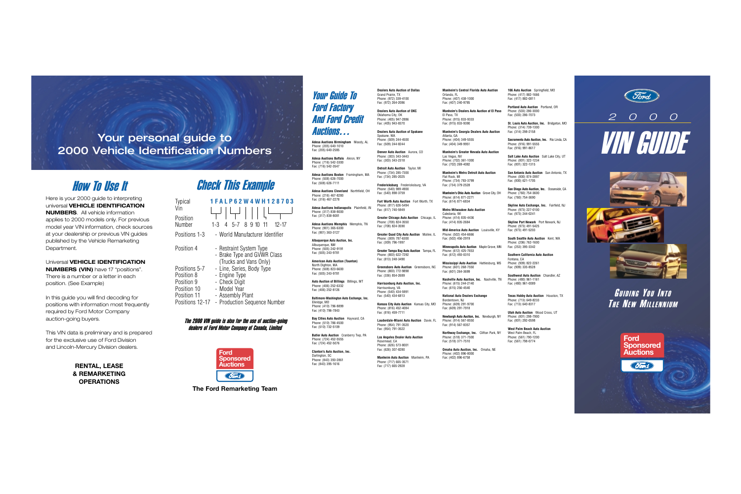# Your personal guide to 2000 Vehicle Identification Numbers

## How To Use It

Here is your 2000 guide to interpreting universal **VEHICLE IDENTIFICATION NUMBERS**. All vehicle information applies to 2000 models only. For previous model year VIN information, check sources at your dealership or previous VIN guides published by the Vehicle Remarketing Department.

Universal **VEHICLE IDENTIFICATION NUMBERS (VIN)** have 17 "positions". There is a number or a letter in each position. (See Example)

In this guide you will find decoding for positions with information most frequently required by Ford Motor Company auction-going buyers.

This VIN data is preliminary and is prepared for the exclusive use of Ford Division and Lincoln-Mercury Division dealers.

**RENTAL, LEASE & REMARKETING OPERATIONS**

## Check This Example

Typical Vin: **1 F A L P 6 2 W 4 W H 1 2 8 7 0 3**

Position Number: 1-3 4 5-7 8 9 10 11 12-17

| | |
|---|---|
| Positions 1-3 | - World Manufacturer Identifier |
| Position 4 | - Restraint System Type<br>- Brake Type and GVWR Class (Trucks and Vans Only) |
| Positions 5-7 | - Line, Series, Body Type |
| Position 8 | - Engine Type |
| Position 9 | - Check Digit |
| Position 10 | - Model Year |
| Position 11 | - Assembly Plant |
| Positions 12-17 | - Production Sequence Number |

*The 2000 VIN guide is also for the use of auction-going dealers of Ford Motor Company of Canada, Limited*

Ford Sponsored Auctions

**The Ford Remarketing Team**

## Your Guide To Ford Factory And Ford Credit Auctions...

**Adesa Auctions Birmingham** Moody, AL
Phone: (205) 640-1010
Fax: (205) 640-2585

**Adesa Auctions Buffalo** Akron, NY
Phone: (716) 542-3300
Fax: (716) 542-3547

**Adesa Auctions Boston** Framingham, MA
Phone: (508) 626-7000
Fax: (508) 626-7111

**Adesa Auctions Cleveland** Northfield, OH
Phone: (216) 467-8280
Fax: (216) 467-2278

**Adesa Auctions Indianapolis** Plainfield, IN
Phone: (317) 838-8000
Fax: (317) 838-8081

**Adesa Auctions Memphis** Memphis, TN
Phone: (901) 365-5300
Fax: (901) 363-3127

**Albuquerque Auto Auction, Inc.**
Albuquerque, NM
Phone: (505) 242-9191
Fax: (505) 243-9781

**American Auto Auction (Taunton)**
North Dighton, MA
Phone: (508) 823-6600
Fax: (505) 243-9781

**Auto Auction of Billings** Billings, MT
Phone: (406) 252-6332
Fax: (406) 252-8126

**Baltimore-Washington Auto Exchange, Inc.**
Elkridge, MD
Phone: (410) 796-8899
Fax: (410) 796-7843

**Bay Cities Auto Auction** Hayward, CA
Phone: (510) 786-4500
Fax: (510) 732-5109

**Butler Auto Auction** Cranberry Twp, PA
Phone: (724) 452-5555
Fax: (724) 452-5076

**Clanton's Auto Auction, Inc.**
Darlington, SC
Phone: (843) 393-2861
Fax: (843) 395-1616

**Dealers Auto Auction of Dallas**
Grand Prairie, TX
Phone: (972) 339-4100
Fax: (972) 264-2086

**Dealers Auto Auction of OKC**
Oklahoma City, OK
Phone: (405) 947-2886
Fax: (405) 943-8370

**Dealers Auto Auction of Spokane**
Spokane, WA
Phone: (509) 244-4500
Fax: (509) 244-8244

**Denver Auto Auction** Aurora, CO
Phone: (303) 343-3443
Fax: (303) 343-2318

**Detroit Auto Auction** Taylor, MI
Phone: (734) 285-7300
Fax: (734) 285-2025

**Fredericksburg** Fredericksburg, VA
Phone: (540) 989-4900
Fax: (540) 898-3759

**Fort Worth Auto Auction** Fort Worth, TX
Phone: (817) 626-5494
Fax: (817) 740-5949

**Greater Chicago Auto Auction** Chicago, IL
Phone: (708) 824-3550
Fax: (708) 824-3590

**Greater Quad City Auto Auction** Moline, IL
Phone: (309) 787-6300
Fax: (309) 796-1997

**Greater Tampa Bay Auto Auction** Tampa, FL
Phone: (800) 622-7292
Fax: (813) 248-3490

**Greensboro Auto Auction** Greensboro, NC
Phone: (800) 772-9898
Fax: (336) 854-2689

**Harrisonburg Auto Auction, Inc.**
Harrisonburg, VA
Phone: (540) 434-5991
Fax: (540) 434-6813

**Kansas City Auto Auction** Kansas City, MO
Phone: (816) 452-4084
Fax: (816) 459-7711

**Lauderdale-Miami Auto Auction** Davie, FL
Phone: (954) 791-3520
Fax: (954) 791-3522

**Los Angeles Dealer Auto Auction**
Rosemead, CA
Phone: (626) 573-8001
Fax: (626) 307-8280

**Manheim Auto Auction** Manheim, PA
Phone: (717) 665-3571
Fax: (717) 665-2928

**Manheim's Central Florida Auto Auction**
Orlando, FL
Phone: (407) 438-1000
Fax: (407) 240-9785

**Manheim's Dealers Auto Auction of El Paso**
El Paso, TX
Phone: (915) 833-9333
Fax: (915) 833-9390

**Manheim's Georgia Dealers Auto Auction**
Atlanta, GA
Phone: (404) 349-5555
Fax: (404) 349-9951

**Manheim's Greater Nevada Auto Auction**
Las Vegas, NV
Phone: (702) 361-1000
Fax: (702) 269-4082

**Manheim's Metro Detroit Auto Auction**
Flat Rock, MI
Phone: (734) 783-3799
Fax: (734) 379-2528

**Manheim's Ohio Auto Auction** Grove City, OH
Phone: (614) 871-2271
Fax: (614) 871-6834

**Metro Milwaukee Auto Auction**
Caledonia, WI
Phone: (414) 835-4436
Fax: (414) 835-2684

**Mid-America Auto Auction** Louisville, KY
Phone: (502) 454-6666
Fax: (502) 456-2919

**Minneapolis Auto Auction** Maple Grove, MN
Phone: (612) 425-7653
Fax: (612) 493-0310

**Mississippi Auto Auction** Hattiesburg, MS
Phone: (601) 268-7550
Fax: (601) 264-3699

**Nashville Auto Auction, Inc.** Nashville, TN
Phone: (615) 244-2140
Fax: (615) 256-4540

**National Auto Dealers Exchange**
Bordentown, NJ
Phone: (609) 291-9700
Fax: (609) 291-7918

**Newburgh Auto Auction, Inc.** Newburgh, NY
Phone: (914) 567-8550
Fax: (914) 567-8357

**Northway Exchange, Inc.** Clifton Park, NY
Phone: (518) 371-7500
Fax: (518) 371-7510

**Omaha Auto Auction, Inc.** Omaha, NE
Phone: (402) 896-8000
Fax: (402) 896-6758

**166 Auto Auction** Springfield, MO
Phone: (417) 882-1666
Fax: (417) 882-0811

**Portland Auto Auction** Portland, OR
Phone: (503) 286-3000
Fax: (503) 286-7073

**St. Louis Auto Auction, Inc.** Bridgeton, MO
Phone: (314) 739-1300
Fax: (314) 298-2158

**Sacramento Auto Auction, Inc.** Rio Linda, CA
Phone: (916) 991-5555
Fax: (916) 991-8617

**Salt Lake Auto Auction** Salt Lake City, UT
Phone: (801) 322-1234
Fax: (801) 322-1315

**San Antonio Auto Auction** San Antonio, TX
Phone: (800) 874-2897
Fax: (800) 621-1705

**San Diego Auto Auction, Inc.** Oceanside, CA
Phone: (760) 754-3600
Fax: (760) 754-3690

**Skyline Auto Exchange, Inc.** Fairfield, NJ
Phone: (973) 227-0100
Fax: (973) 244-0241

**Skyline Port Newark** Port Newark, NJ
Phone: (973) 491-5425
Fax: (973) 491-5203

**South Seattle Auto Auction** Kent, WA
Phone: (206) 762-1600
Fax: (253) 395-3342

**Southern California Auto Auction**
Fontana, CA
Phone: (909) 822-2261
Fax: (909) 335-8528

**Southwest Auto Auction** Chandler, AZ
Phone: (480) 961-1161
Fax: (480) 961-0089

**Texas Hobby Auto Auction** Houston, TX
Phone: (713) 649-8233
Fax: (713) 640-8317

**Utah Auto Auction** Wood Cross, UT
Phone: (801) 298-7900
Fax: (801) 292-0598

**West Palm Beach Auto Auction**
West Palm Beach, FL
Phone: (561) 790-1200
Fax: (561) 798-0774

# 2000 VIN GUIDE

## Guiding You Into The New Millennium

Ford Sponsored Auctions